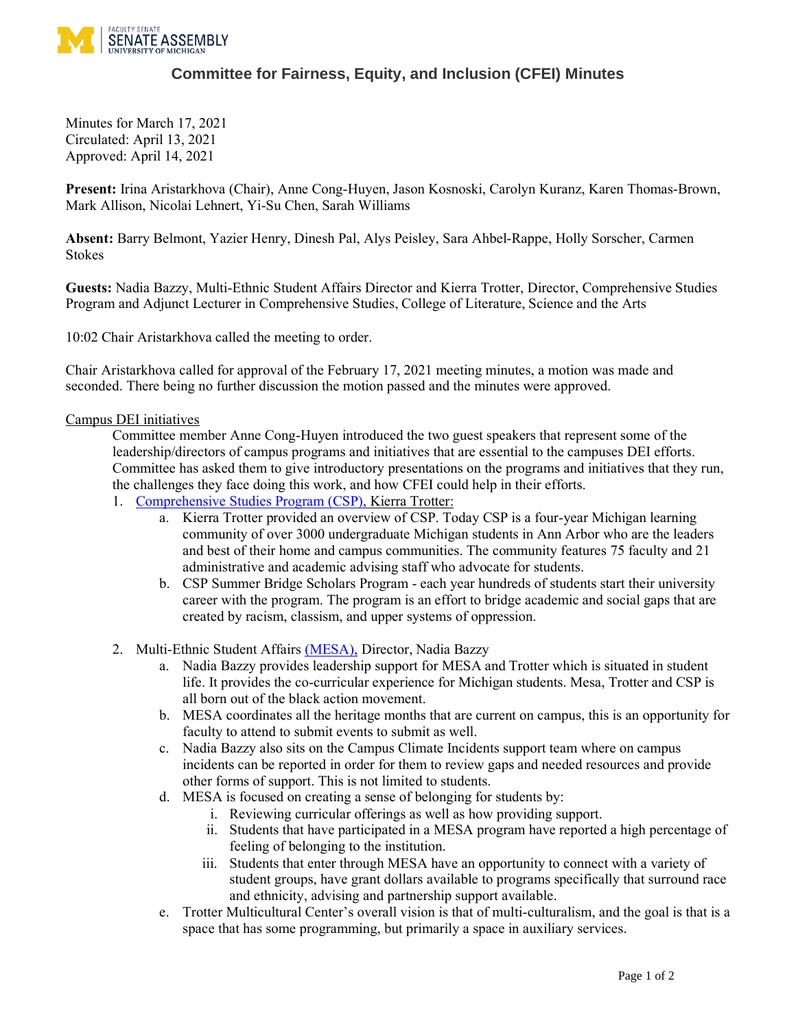# Committee for Fairness, Equity, and Inclusion (CFEI) Minutes

Minutes for March 17, 2021
Circulated: April 13, 2021
Approved: April 14, 2021

**Present:** Irina Aristarkhova (Chair), Anne Cong-Huyen, Jason Kosnoski, Carolyn Kuranz, Karen Thomas-Brown, Mark Allison, Nicolai Lehnert, Yi-Su Chen, Sarah Williams

**Absent:** Barry Belmont, Yazier Henry, Dinesh Pal, Alys Peisley, Sara Ahbel-Rappe, Holly Sorscher, Carmen Stokes

**Guests:** Nadia Bazzy, Multi-Ethnic Student Affairs Director and Kierra Trotter, Director, Comprehensive Studies Program and Adjunct Lecturer in Comprehensive Studies, College of Literature, Science and the Arts

10:02 Chair Aristarkhova called the meeting to order.

Chair Aristarkhova called for approval of the February 17, 2021 meeting minutes, a motion was made and seconded. There being no further discussion the motion passed and the minutes were approved.

Campus DEI initiatives

Committee member Anne Cong-Huyen introduced the two guest speakers that represent some of the leadership/directors of campus programs and initiatives that are essential to the campuses DEI efforts. Committee has asked them to give introductory presentations on the programs and initiatives that they run, the challenges they face doing this work, and how CFEI could help in their efforts.

1. Comprehensive Studies Program (CSP), Kierra Trotter:
   a. Kierra Trotter provided an overview of CSP. Today CSP is a four-year Michigan learning community of over 3000 undergraduate Michigan students in Ann Arbor who are the leaders and best of their home and campus communities. The community features 75 faculty and 21 administrative and academic advising staff who advocate for students.
   b. CSP Summer Bridge Scholars Program - each year hundreds of students start their university career with the program. The program is an effort to bridge academic and social gaps that are created by racism, classism, and upper systems of oppression.

2. Multi-Ethnic Student Affairs (MESA), Director, Nadia Bazzy
   a. Nadia Bazzy provides leadership support for MESA and Trotter which is situated in student life. It provides the co-curricular experience for Michigan students. Mesa, Trotter and CSP is all born out of the black action movement.
   b. MESA coordinates all the heritage months that are current on campus, this is an opportunity for faculty to attend to submit events to submit as well.
   c. Nadia Bazzy also sits on the Campus Climate Incidents support team where on campus incidents can be reported in order for them to review gaps and needed resources and provide other forms of support. This is not limited to students.
   d. MESA is focused on creating a sense of belonging for students by:
      i. Reviewing curricular offerings as well as how providing support.
      ii. Students that have participated in a MESA program have reported a high percentage of feeling of belonging to the institution.
      iii. Students that enter through MESA have an opportunity to connect with a variety of student groups, have grant dollars available to programs specifically that surround race and ethnicity, advising and partnership support available.
   e. Trotter Multicultural Center's overall vision is that of multi-culturalism, and the goal is that is a space that has some programming, but primarily a space in auxiliary services.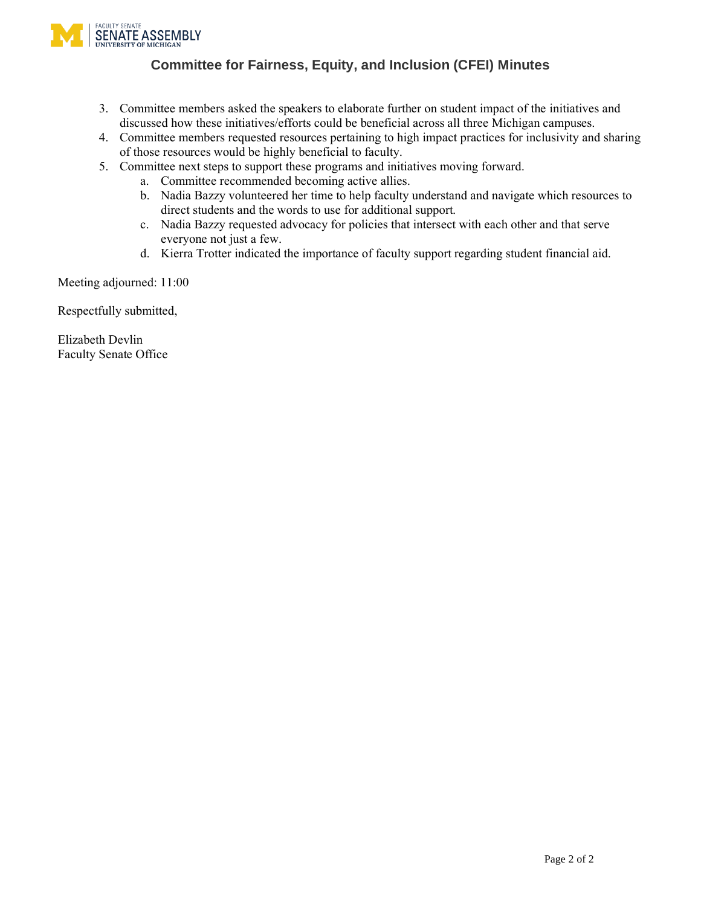3. Committee members asked the speakers to elaborate further on student impact of the initiatives and discussed how these initiatives/efforts could be beneficial across all three Michigan campuses.
4. Committee members requested resources pertaining to high impact practices for inclusivity and sharing of those resources would be highly beneficial to faculty.
5. Committee next steps to support these programs and initiatives moving forward.
   a. Committee recommended becoming active allies.
   b. Nadia Bazzy volunteered her time to help faculty understand and navigate which resources to direct students and the words to use for additional support.
   c. Nadia Bazzy requested advocacy for policies that intersect with each other and that serve everyone not just a few.
   d. Kierra Trotter indicated the importance of faculty support regarding student financial aid.

Meeting adjourned: 11:00

Respectfully submitted,

Elizabeth Devlin
Faculty Senate Office